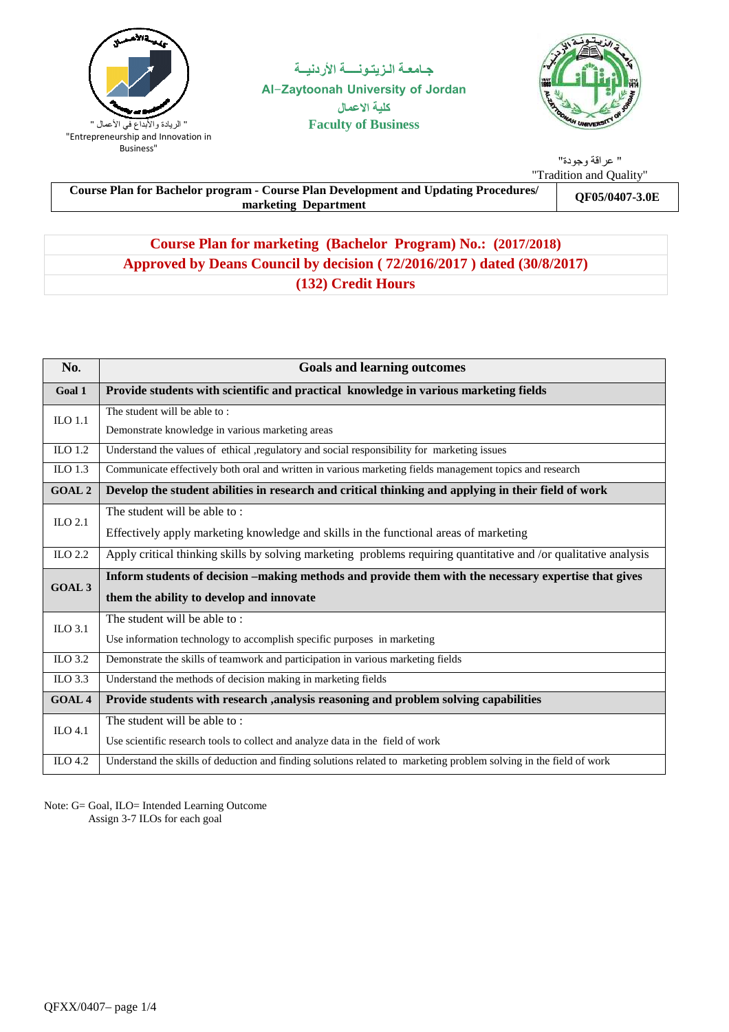" الريادة والأبداع في الأعمال "
"Entrepreneurship and Innovation in Business"

جـامعـة الـزيـتـونـــة الأردنيـة
Al-Zaytoonah University of Jordan
كلية الاعمال
**Faculty of Business**

" عراقة وجودة"
"Tradition and Quality"

| Course Plan for Bachelor program - Course Plan Development and Updating Procedures/ marketing Department | QF05/0407-3.0E |
|---|---|

## Course Plan for marketing (Bachelor Program) No.: (2017/2018)
## Approved by Deans Council by decision ( 72/2016/2017 ) dated (30/8/2017)
## (132) Credit Hours

| No. | Goals and learning outcomes |
|---|---|
| **Goal 1** | **Provide students with scientific and practical knowledge in various marketing fields** |
| ILO 1.1 | The student will be able to : Demonstrate knowledge in various marketing areas |
| ILO 1.2 | Understand the values of ethical ,regulatory and social responsibility for marketing issues |
| ILO 1.3 | Communicate effectively both oral and written in various marketing fields management topics and research |
| **GOAL 2** | **Develop the student abilities in research and critical thinking and applying in their field of work** |
| ILO 2.1 | The student will be able to : Effectively apply marketing knowledge and skills in the functional areas of marketing |
| ILO 2.2 | Apply critical thinking skills by solving marketing problems requiring quantitative and /or qualitative analysis |
| **GOAL 3** | **Inform students of decision –making methods and provide them with the necessary expertise that gives them the ability to develop and innovate** |
| ILO 3.1 | The student will be able to : Use information technology to accomplish specific purposes in marketing |
| ILO 3.2 | Demonstrate the skills of teamwork and participation in various marketing fields |
| ILO 3.3 | Understand the methods of decision making in marketing fields |
| **GOAL 4** | **Provide students with research ,analysis reasoning and problem solving capabilities** |
| ILO 4.1 | The student will be able to : Use scientific research tools to collect and analyze data in the field of work |
| ILO 4.2 | Understand the skills of deduction and finding solutions related to marketing problem solving in the field of work |

Note: G= Goal, ILO= Intended Learning Outcome
Assign 3-7 ILOs for each goal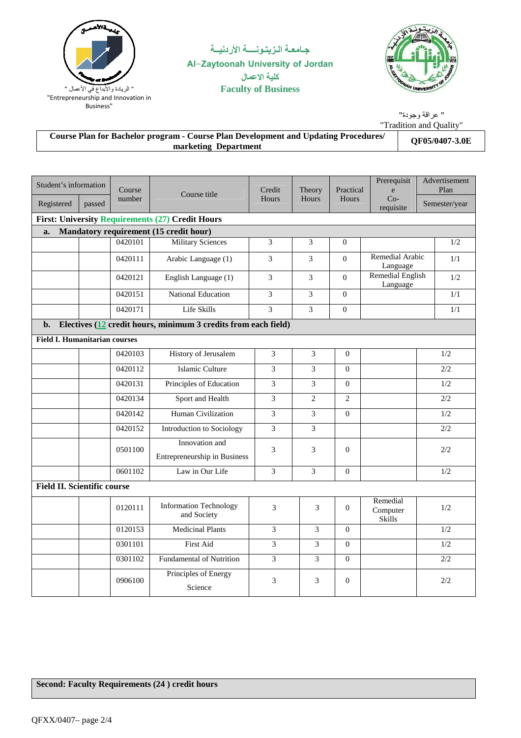جـامعـة الـزيـتـونـــة الأردنيـة
Al-Zaytoonah University of Jordan
كلية الاعمال
Faculty of Business

" الريادة والأبداع في الأعمال "
"Entrepreneurship and Innovation in Business"

" عراقة وجودة"
"Tradition and Quality"

| Course Plan for Bachelor program - Course Plan Development and Updating Procedures/ marketing Department | QF05/0407-3.0E |
|---|---|

| Student's information | | Course number | Course title | Credit Hours | Theory Hours | Practical Hours | Prerequisite Co-requisite | Advertisement Plan |
|---|---|---|---|---|---|---|---|---|
| Registered | passed | | | | | | | Semester/year |
| **First: University Requirements (27) Credit Hours** | | | | | | | | |
| **a. Mandatory requirement (15 credit hour)** | | | | | | | | |
| | | 0420101 | Military Sciences | 3 | 3 | 0 | | 1/2 |
| | | 0420111 | Arabic Language (1) | 3 | 3 | 0 | Remedial Arabic Language | 1/1 |
| | | 0420121 | English Language (1) | 3 | 3 | 0 | Remedial English Language | 1/2 |
| | | 0420151 | National Education | 3 | 3 | 0 | | 1/1 |
| | | 0420171 | Life Skills | 3 | 3 | 0 | | 1/1 |
| **b. Electives (12 credit hours, minimum 3 credits from each field)** | | | | | | | | |
| **Field I. Humanitarian courses** | | | | | | | | |
| | | 0420103 | History of Jerusalem | 3 | 3 | 0 | | 1/2 |
| | | 0420112 | Islamic Culture | 3 | 3 | 0 | | 2/2 |
| | | 0420131 | Principles of Education | 3 | 3 | 0 | | 1/2 |
| | | 0420134 | Sport and Health | 3 | 2 | 2 | | 2/2 |
| | | 0420142 | Human Civilization | 3 | 3 | 0 | | 1/2 |
| | | 0420152 | Introduction to Sociology | 3 | 3 | | | 2/2 |
| | | 0501100 | Innovation and Entrepreneurship in Business | 3 | 3 | 0 | | 2/2 |
| | | 0601102 | Law in Our Life | 3 | 3 | 0 | | 1/2 |
| **Field II. Scientific course** | | | | | | | | |
| | | 0120111 | Information Technology and Society | 3 | 3 | 0 | Remedial Computer Skills | 1/2 |
| | | 0120153 | Medicinal Plants | 3 | 3 | 0 | | 1/2 |
| | | 0301101 | First Aid | 3 | 3 | 0 | | 1/2 |
| | | 0301102 | Fundamental of Nutrition | 3 | 3 | 0 | | 2/2 |
| | | 0906100 | Principles of Energy Science | 3 | 3 | 0 | | 2/2 |

**Second: Faculty Requirements (24 ) credit hours**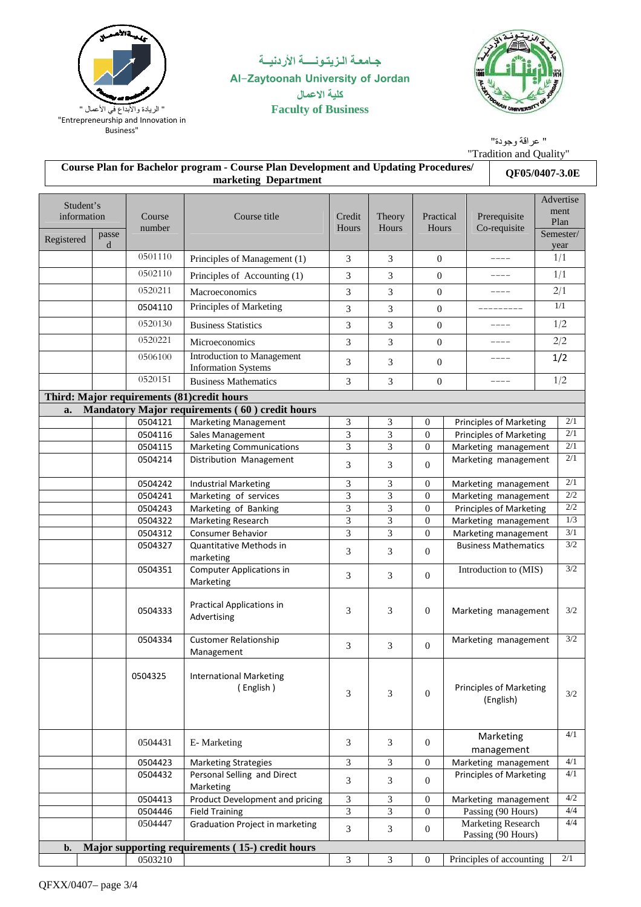جـامعـة الـزيـتـونـــة الأردنيـة
Al-Zaytoonah University of Jordan
كلية الاعمال
**Faculty of Business**

" الريادة والابداع في الأعمال "
"Entrepreneurship and Innovation in Business"

" عراقة وجودة"
"Tradition and Quality"

| Course Plan for Bachelor program - Course Plan Development and Updating Procedures/ marketing Department | QF05/0407-3.0E |
|---|---|

| Student's information | | Course number | Course title | Credit Hours | Theory Hours | Practical Hours | Prerequisite Co-requisite | Advertisement Plan Semester/ year |
|---|---|---|---|---|---|---|---|---|
| Registered | passed | | | | | | | |
| | | 0501110 | Principles of Management (1) | 3 | 3 | 0 | ---- | 1/1 |
| | | 0502110 | Principles of Accounting (1) | 3 | 3 | 0 | ---- | 1/1 |
| | | 0520211 | Macroeconomics | 3 | 3 | 0 | ---- | 2/1 |
| | | 0504110 | Principles of Marketing | 3 | 3 | 0 | --------- | 1/1 |
| | | 0520130 | Business Statistics | 3 | 3 | 0 | ---- | 1/2 |
| | | 0520221 | Microeconomics | 3 | 3 | 0 | ---- | 2/2 |
| | | 0506100 | Introduction to Management Information Systems | 3 | 3 | 0 | ---- | 1/2 |
| | | 0520151 | Business Mathematics | 3 | 3 | 0 | ---- | 1/2 |
| **Third: Major requirements (81)credit hours** | | | | | | | | |
| **a. Mandatory Major requirements ( 60 ) credit hours** | | | | | | | | |
| | | 0504121 | Marketing Management | 3 | 3 | 0 | Principles of Marketing | 2/1 |
| | | 0504116 | Sales Management | 3 | 3 | 0 | Principles of Marketing | 2/1 |
| | | 0504115 | Marketing Communications | 3 | 3 | 0 | Marketing management | 2/1 |
| | | 0504214 | Distribution Management | 3 | 3 | 0 | Marketing management | 2/1 |
| | | 0504242 | Industrial Marketing | 3 | 3 | 0 | Marketing management | 2/1 |
| | | 0504241 | Marketing of services | 3 | 3 | 0 | Marketing management | 2/2 |
| | | 0504243 | Marketing of Banking | 3 | 3 | 0 | Principles of Marketing | 2/2 |
| | | 0504322 | Marketing Research | 3 | 3 | 0 | Marketing management | 1/3 |
| | | 0504312 | Consumer Behavior | 3 | 3 | 0 | Marketing management | 3/1 |
| | | 0504327 | Quantitative Methods in marketing | 3 | 3 | 0 | Business Mathematics | 3/2 |
| | | 0504351 | Computer Applications in Marketing | 3 | 3 | 0 | Introduction to (MIS) | 3/2 |
| | | 0504333 | Practical Applications in Advertising | 3 | 3 | 0 | Marketing management | 3/2 |
| | | 0504334 | Customer Relationship Management | 3 | 3 | 0 | Marketing management | 3/2 |
| | | 0504325 | International Marketing ( English ) | 3 | 3 | 0 | Principles of Marketing (English) | 3/2 |
| | | 0504431 | E- Marketing | 3 | 3 | 0 | Marketing management | 4/1 |
| | | 0504423 | Marketing Strategies | 3 | 3 | 0 | Marketing management | 4/1 |
| | | 0504432 | Personal Selling and Direct Marketing | 3 | 3 | 0 | Principles of Marketing | 4/1 |
| | | 0504413 | Product Development and pricing | 3 | 3 | 0 | Marketing management | 4/2 |
| | | 0504446 | Field Training | 3 | 3 | 0 | Passing (90 Hours) | 4/4 |
| | | 0504447 | Graduation Project in marketing | 3 | 3 | 0 | Marketing Research Passing (90 Hours) | 4/4 |
| **b. Major supporting requirements ( 15-) credit hours** | | | | | | | | |
| | | 0503210 | | 3 | 3 | 0 | Principles of accounting | 2/1 |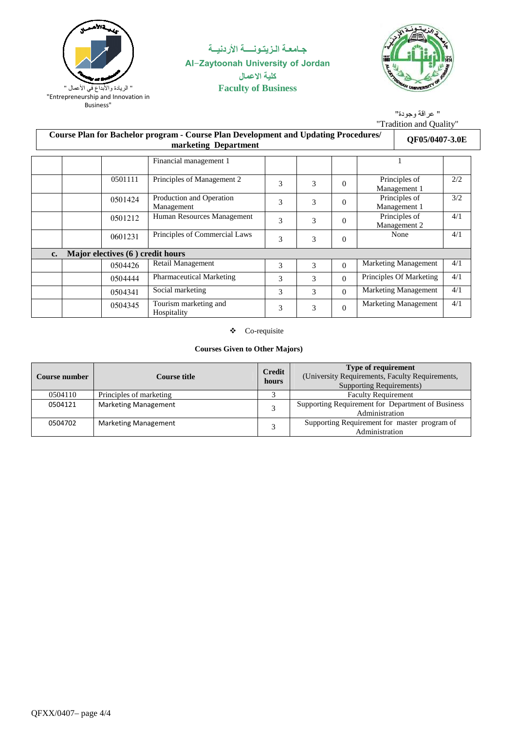جـامعـة الـزيـتـونـــة الأردنيــة
Al-Zaytoonah University of Jordan
كلية الاعمال
Faculty of Business

" الريادة والأبداع في الأعمال "
"Entrepreneurship and Innovation in Business"

" عراقة وجودة"
"Tradition and Quality"

| Course Plan for Bachelor program - Course Plan Development and Updating Procedures/ marketing Department | QF05/0407-3.0E |
|---|---|

| | | | | | | | | |
|---|---|---|---|---|---|---|---|---|
| | | | Financial management 1 | | | | 1 | |
| | | 0501111 | Principles of Management 2 | 3 | 3 | 0 | Principles of Management 1 | 2/2 |
| | | 0501424 | Production and Operation Management | 3 | 3 | 0 | Principles of Management 1 | 3/2 |
| | | 0501212 | Human Resources Management | 3 | 3 | 0 | Principles of Management 2 | 4/1 |
| | | 0601231 | Principles of Commercial Laws | 3 | 3 | 0 | None | 4/1 |
| **c.** | **Major electives (6 ) credit hours** | | | | | | | |
| | | 0504426 | Retail Management | 3 | 3 | 0 | Marketing Management | 4/1 |
| | | 0504444 | Pharmaceutical Marketing | 3 | 3 | 0 | Principles Of Marketing | 4/1 |
| | | 0504341 | Social marketing | 3 | 3 | 0 | Marketing Management | 4/1 |
| | | 0504345 | Tourism marketing and Hospitality | 3 | 3 | 0 | Marketing Management | 4/1 |

❖ Co-requisite

**Courses Given to Other Majors)**

| Course number | Course title | Credit hours | Type of requirement (University Requirements, Faculty Requirements, Supporting Requirements) |
|---|---|---|---|
| 0504110 | Principles of marketing | 3 | Faculty Requirement |
| 0504121 | Marketing Management | 3 | Supporting Requirement for Department of Business Administration |
| 0504702 | Marketing Management | 3 | Supporting Requirement for master program of Administration |